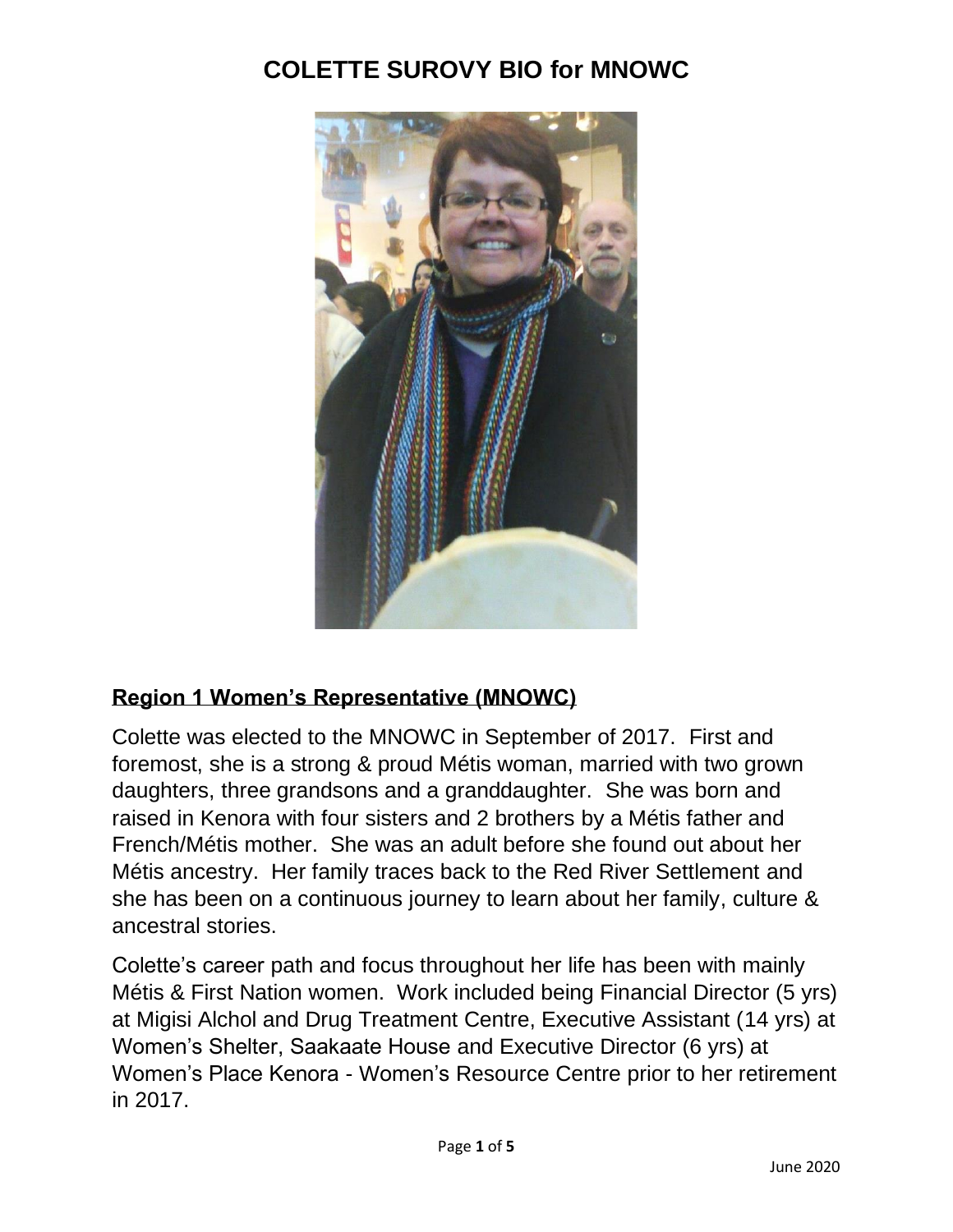# COLETTE SUROVY BIO for MNOWC

## Region 1 Women's Representative (MNOWC)

Colette was elected to the MNOWC in September of 2017. First and foremost, she is a strong & proud Métis woman, married with two grown daughters, three grandsons and a granddaughter. She was born and raised in Kenora with four sisters and 2 brothers by a Métis father and French/Métis mother. She was an adult before she found out about her Métis ancestry. Her family traces back to the Red River Settlement and she has been on a continuous journey to learn about her family, culture & ancestral stories.

Colette's career path and focus throughout her life has been with mainly Métis & First Nation women. Work included being Financial Director (5 yrs) at Migisi Alchol and Drug Treatment Centre, Executive Assistant (14 yrs) at Women's Shelter, Saakaate House and Executive Director (6 yrs) at Women's Place Kenora - Women's Resource Centre prior to her retirement in 2017.

June 2020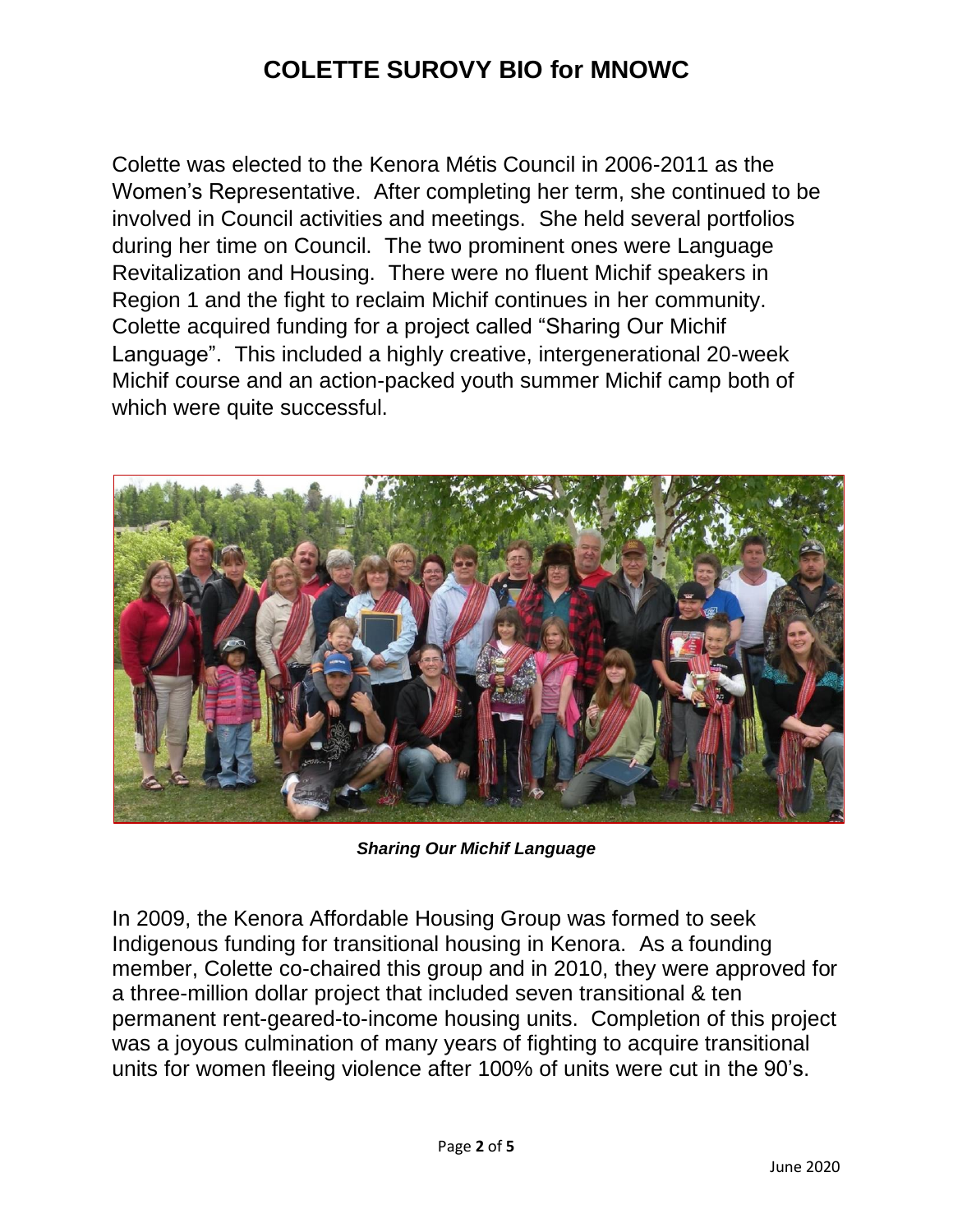# COLETTE SUROVY BIO for MNOWC

Colette was elected to the Kenora Métis Council in 2006-2011 as the Women's Representative. After completing her term, she continued to be involved in Council activities and meetings. She held several portfolios during her time on Council. The two prominent ones were Language Revitalization and Housing. There were no fluent Michif speakers in Region 1 and the fight to reclaim Michif continues in her community. Colette acquired funding for a project called "Sharing Our Michif Language". This included a highly creative, intergenerational 20-week Michif course and an action-packed youth summer Michif camp both of which were quite successful.

***Sharing Our Michif Language***

In 2009, the Kenora Affordable Housing Group was formed to seek Indigenous funding for transitional housing in Kenora. As a founding member, Colette co-chaired this group and in 2010, they were approved for a three-million dollar project that included seven transitional & ten permanent rent-geared-to-income housing units. Completion of this project was a joyous culmination of many years of fighting to acquire transitional units for women fleeing violence after 100% of units were cut in the 90's.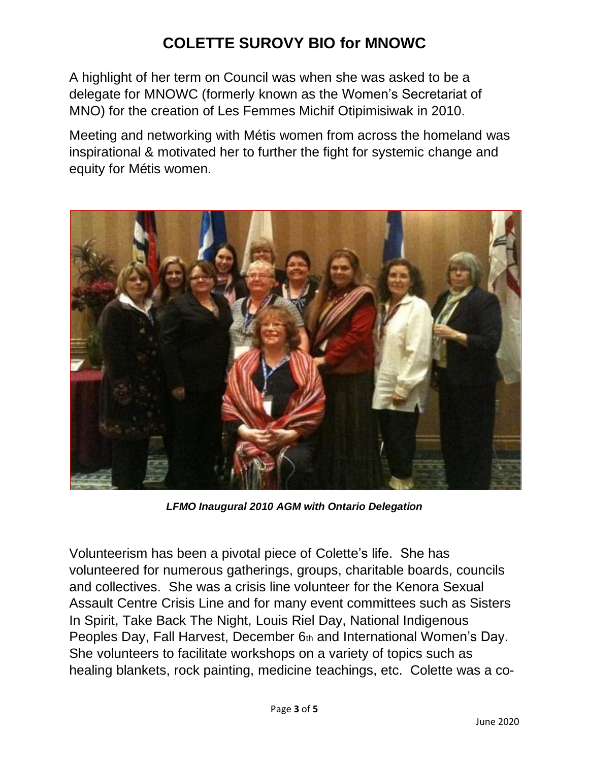# COLETTE SUROVY BIO for MNOWC

A highlight of her term on Council was when she was asked to be a delegate for MNOWC (formerly known as the Women's Secretariat of MNO) for the creation of Les Femmes Michif Otipimisiwak in 2010.

Meeting and networking with Métis women from across the homeland was inspirational & motivated her to further the fight for systemic change and equity for Métis women.

***LFMO Inaugural 2010 AGM with Ontario Delegation***

Volunteerism has been a pivotal piece of Colette's life. She has volunteered for numerous gatherings, groups, charitable boards, councils and collectives. She was a crisis line volunteer for the Kenora Sexual Assault Centre Crisis Line and for many event committees such as Sisters In Spirit, Take Back The Night, Louis Riel Day, National Indigenous Peoples Day, Fall Harvest, December 6th and International Women's Day. She volunteers to facilitate workshops on a variety of topics such as healing blankets, rock painting, medicine teachings, etc. Colette was a co-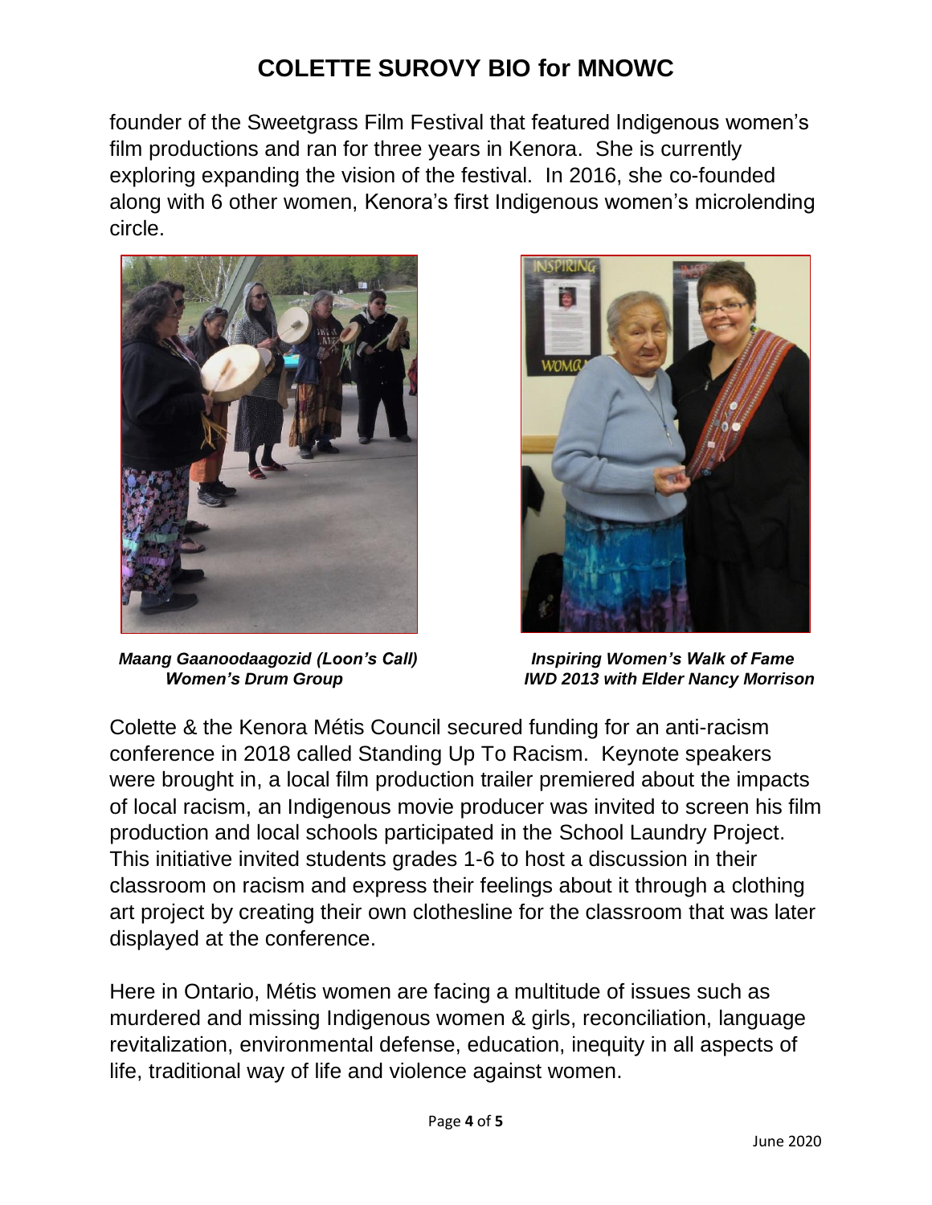founder of the Sweetgrass Film Festival that featured Indigenous women's film productions and ran for three years in Kenora. She is currently exploring expanding the vision of the festival. In 2016, she co-founded along with 6 other women, Kenora's first Indigenous women's microlending circle.

***Maang Gaanoodaagozid (Loon's Call) Women's Drum Group***

***Inspiring Women's Walk of Fame IWD 2013 with Elder Nancy Morrison***

Colette & the Kenora Métis Council secured funding for an anti-racism conference in 2018 called Standing Up To Racism. Keynote speakers were brought in, a local film production trailer premiered about the impacts of local racism, an Indigenous movie producer was invited to screen his film production and local schools participated in the School Laundry Project. This initiative invited students grades 1-6 to host a discussion in their classroom on racism and express their feelings about it through a clothing art project by creating their own clothesline for the classroom that was later displayed at the conference.

Here in Ontario, Métis women are facing a multitude of issues such as murdered and missing Indigenous women & girls, reconciliation, language revitalization, environmental defense, education, inequity in all aspects of life, traditional way of life and violence against women.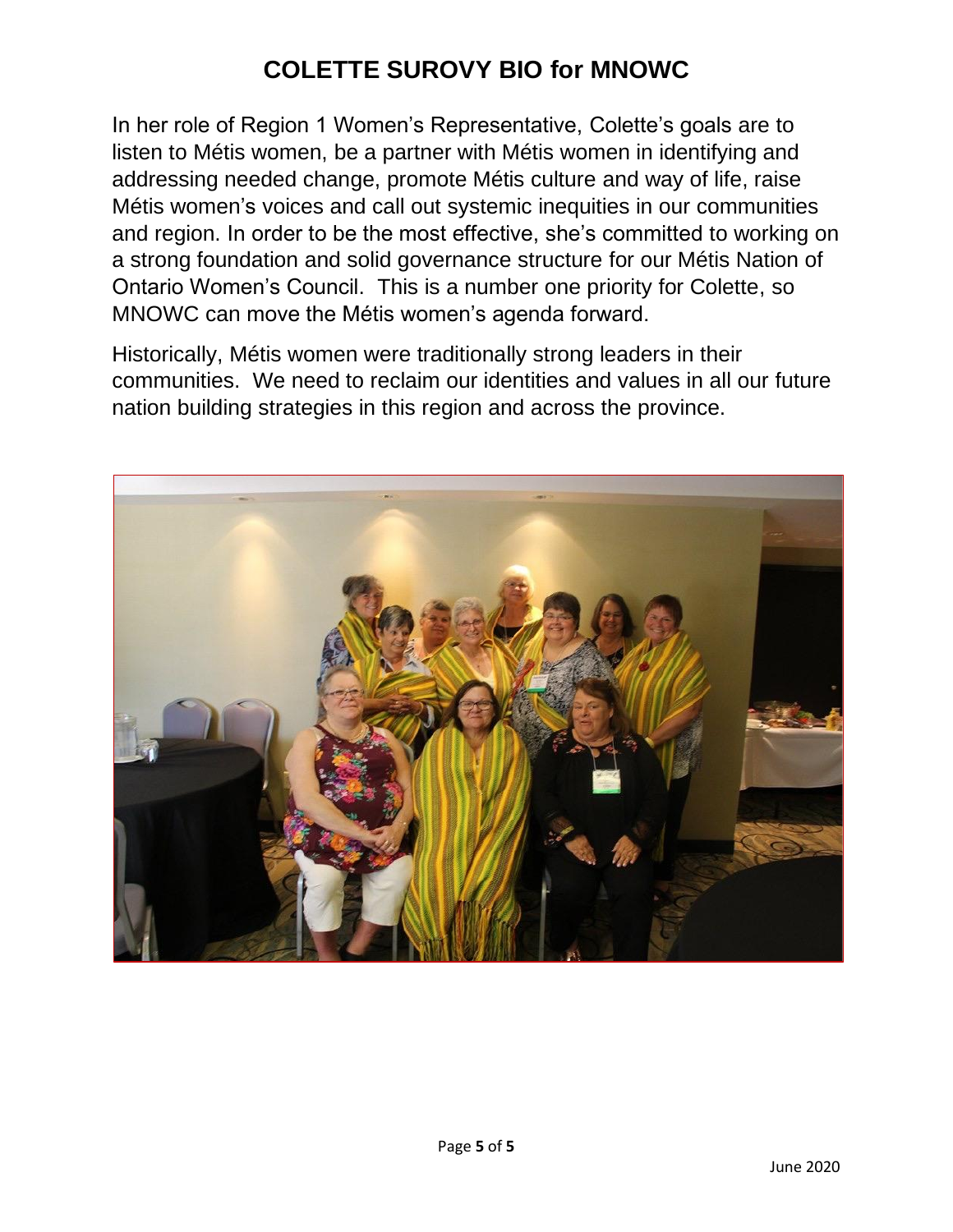# COLETTE SUROVY BIO for MNOWC

In her role of Region 1 Women's Representative, Colette's goals are to listen to Métis women, be a partner with Métis women in identifying and addressing needed change, promote Métis culture and way of life, raise Métis women's voices and call out systemic inequities in our communities and region. In order to be the most effective, she's committed to working on a strong foundation and solid governance structure for our Métis Nation of Ontario Women's Council. This is a number one priority for Colette, so MNOWC can move the Métis women's agenda forward.

Historically, Métis women were traditionally strong leaders in their communities. We need to reclaim our identities and values in all our future nation building strategies in this region and across the province.

June 2020